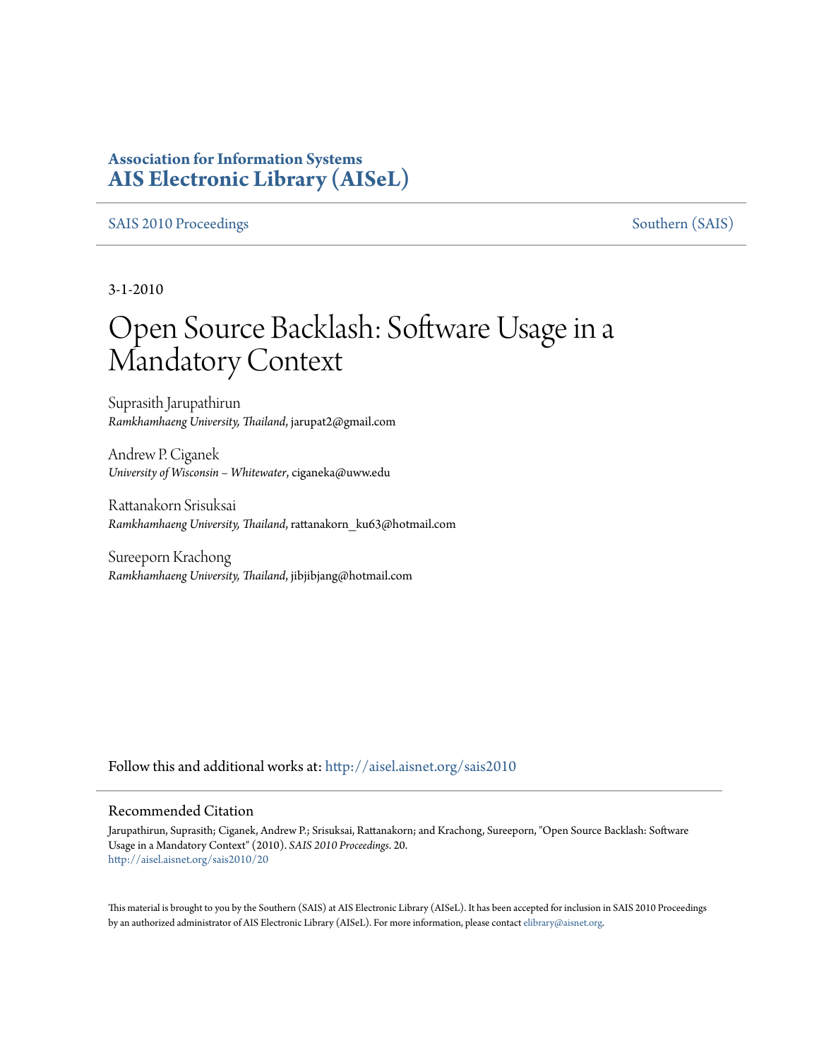**Association for Information Systems**
**AIS Electronic Library (AISeL)**

SAIS 2010 Proceedings

Southern (SAIS)

3-1-2010

# Open Source Backlash: Software Usage in a Mandatory Context

Suprasith Jarupathirun
*Ramkhamhaeng University, Thailand*, jarupat2@gmail.com

Andrew P. Ciganek
*University of Wisconsin – Whitewater*, ciganeka@uww.edu

Rattanakorn Srisuksai
*Ramkhamhaeng University, Thailand*, rattanakorn_ku63@hotmail.com

Sureeporn Krachong
*Ramkhamhaeng University, Thailand*, jibjibjang@hotmail.com

Follow this and additional works at: http://aisel.aisnet.org/sais2010

## Recommended Citation

Jarupathirun, Suprasith; Ciganek, Andrew P.; Srisuksai, Rattanakorn; and Krachong, Sureeporn, "Open Source Backlash: Software Usage in a Mandatory Context" (2010). *SAIS 2010 Proceedings*. 20.
http://aisel.aisnet.org/sais2010/20

This material is brought to you by the Southern (SAIS) at AIS Electronic Library (AISeL). It has been accepted for inclusion in SAIS 2010 Proceedings by an authorized administrator of AIS Electronic Library (AISeL). For more information, please contact elibrary@aisnet.org.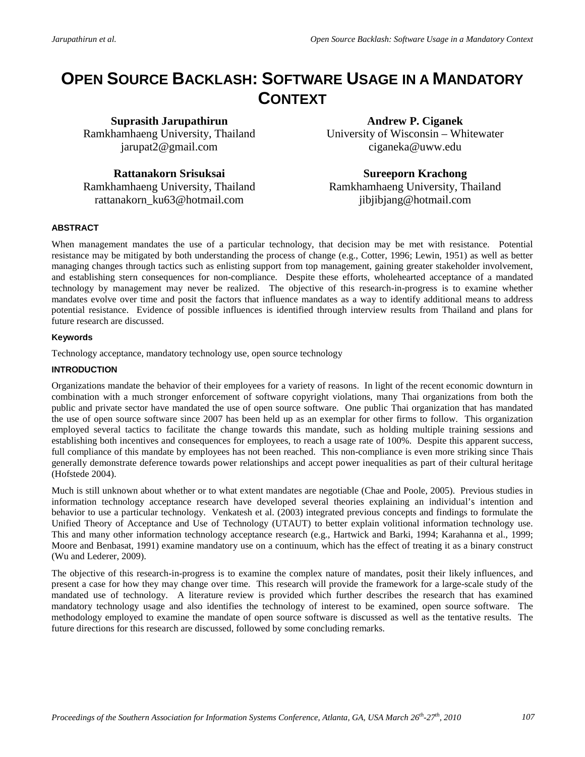# OPEN SOURCE BACKLASH: SOFTWARE USAGE IN A MANDATORY CONTEXT

**Suprasith Jarupathirun**
Ramkhamhaeng University, Thailand
jarupat2@gmail.com

**Andrew P. Ciganek**
University of Wisconsin – Whitewater
ciganeka@uww.edu

**Rattanakorn Srisuksai**
Ramkhamhaeng University, Thailand
rattanakorn_ku63@hotmail.com

**Sureeporn Krachong**
Ramkhamhaeng University, Thailand
jibjibjang@hotmail.com

### ABSTRACT

When management mandates the use of a particular technology, that decision may be met with resistance. Potential resistance may be mitigated by both understanding the process of change (e.g., Cotter, 1996; Lewin, 1951) as well as better managing changes through tactics such as enlisting support from top management, gaining greater stakeholder involvement, and establishing stern consequences for non-compliance. Despite these efforts, wholehearted acceptance of a mandated technology by management may never be realized. The objective of this research-in-progress is to examine whether mandates evolve over time and posit the factors that influence mandates as a way to identify additional means to address potential resistance. Evidence of possible influences is identified through interview results from Thailand and plans for future research are discussed.

#### Keywords

Technology acceptance, mandatory technology use, open source technology

### INTRODUCTION

Organizations mandate the behavior of their employees for a variety of reasons. In light of the recent economic downturn in combination with a much stronger enforcement of software copyright violations, many Thai organizations from both the public and private sector have mandated the use of open source software. One public Thai organization that has mandated the use of open source software since 2007 has been held up as an exemplar for other firms to follow. This organization employed several tactics to facilitate the change towards this mandate, such as holding multiple training sessions and establishing both incentives and consequences for employees, to reach a usage rate of 100%. Despite this apparent success, full compliance of this mandate by employees has not been reached. This non-compliance is even more striking since Thais generally demonstrate deference towards power relationships and accept power inequalities as part of their cultural heritage (Hofstede 2004).

Much is still unknown about whether or to what extent mandates are negotiable (Chae and Poole, 2005). Previous studies in information technology acceptance research have developed several theories explaining an individual's intention and behavior to use a particular technology. Venkatesh et al. (2003) integrated previous concepts and findings to formulate the Unified Theory of Acceptance and Use of Technology (UTAUT) to better explain volitional information technology use. This and many other information technology acceptance research (e.g., Hartwick and Barki, 1994; Karahanna et al., 1999; Moore and Benbasat, 1991) examine mandatory use on a continuum, which has the effect of treating it as a binary construct (Wu and Lederer, 2009).

The objective of this research-in-progress is to examine the complex nature of mandates, posit their likely influences, and present a case for how they may change over time. This research will provide the framework for a large-scale study of the mandated use of technology. A literature review is provided which further describes the research that has examined mandatory technology usage and also identifies the technology of interest to be examined, open source software. The methodology employed to examine the mandate of open source software is discussed as well as the tentative results. The future directions for this research are discussed, followed by some concluding remarks.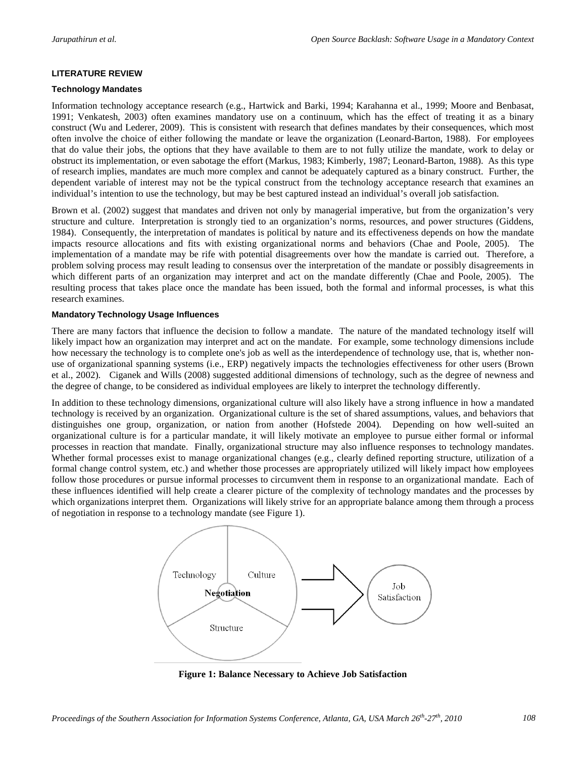## LITERATURE REVIEW

### Technology Mandates

Information technology acceptance research (e.g., Hartwick and Barki, 1994; Karahanna et al., 1999; Moore and Benbasat, 1991; Venkatesh, 2003) often examines mandatory use on a continuum, which has the effect of treating it as a binary construct (Wu and Lederer, 2009). This is consistent with research that defines mandates by their consequences, which most often involve the choice of either following the mandate or leave the organization (Leonard-Barton, 1988). For employees that do value their jobs, the options that they have available to them are to not fully utilize the mandate, work to delay or obstruct its implementation, or even sabotage the effort (Markus, 1983; Kimberly, 1987; Leonard-Barton, 1988). As this type of research implies, mandates are much more complex and cannot be adequately captured as a binary construct. Further, the dependent variable of interest may not be the typical construct from the technology acceptance research that examines an individual's intention to use the technology, but may be best captured instead an individual's overall job satisfaction.

Brown et al. (2002) suggest that mandates and driven not only by managerial imperative, but from the organization's very structure and culture. Interpretation is strongly tied to an organization's norms, resources, and power structures (Giddens, 1984). Consequently, the interpretation of mandates is political by nature and its effectiveness depends on how the mandate impacts resource allocations and fits with existing organizational norms and behaviors (Chae and Poole, 2005). The implementation of a mandate may be rife with potential disagreements over how the mandate is carried out. Therefore, a problem solving process may result leading to consensus over the interpretation of the mandate or possibly disagreements in which different parts of an organization may interpret and act on the mandate differently (Chae and Poole, 2005). The resulting process that takes place once the mandate has been issued, both the formal and informal processes, is what this research examines.

### Mandatory Technology Usage Influences

There are many factors that influence the decision to follow a mandate. The nature of the mandated technology itself will likely impact how an organization may interpret and act on the mandate. For example, some technology dimensions include how necessary the technology is to complete one's job as well as the interdependence of technology use, that is, whether non-use of organizational spanning systems (i.e., ERP) negatively impacts the technologies effectiveness for other users (Brown et al., 2002). Ciganek and Wills (2008) suggested additional dimensions of technology, such as the degree of newness and the degree of change, to be considered as individual employees are likely to interpret the technology differently.

In addition to these technology dimensions, organizational culture will also likely have a strong influence in how a mandated technology is received by an organization. Organizational culture is the set of shared assumptions, values, and behaviors that distinguishes one group, organization, or nation from another (Hofstede 2004). Depending on how well-suited an organizational culture is for a particular mandate, it will likely motivate an employee to pursue either formal or informal processes in reaction that mandate. Finally, organizational structure may also influence responses to technology mandates. Whether formal processes exist to manage organizational changes (e.g., clearly defined reporting structure, utilization of a formal change control system, etc.) and whether those processes are appropriately utilized will likely impact how employees follow those procedures or pursue informal processes to circumvent them in response to an organizational mandate. Each of these influences identified will help create a clearer picture of the complexity of technology mandates and the processes by which organizations interpret them. Organizations will likely strive for an appropriate balance among them through a process of negotiation in response to a technology mandate (see Figure 1).

Technology | Culture | Negotiation | Structure → Job Satisfaction

**Figure 1: Balance Necessary to Achieve Job Satisfaction**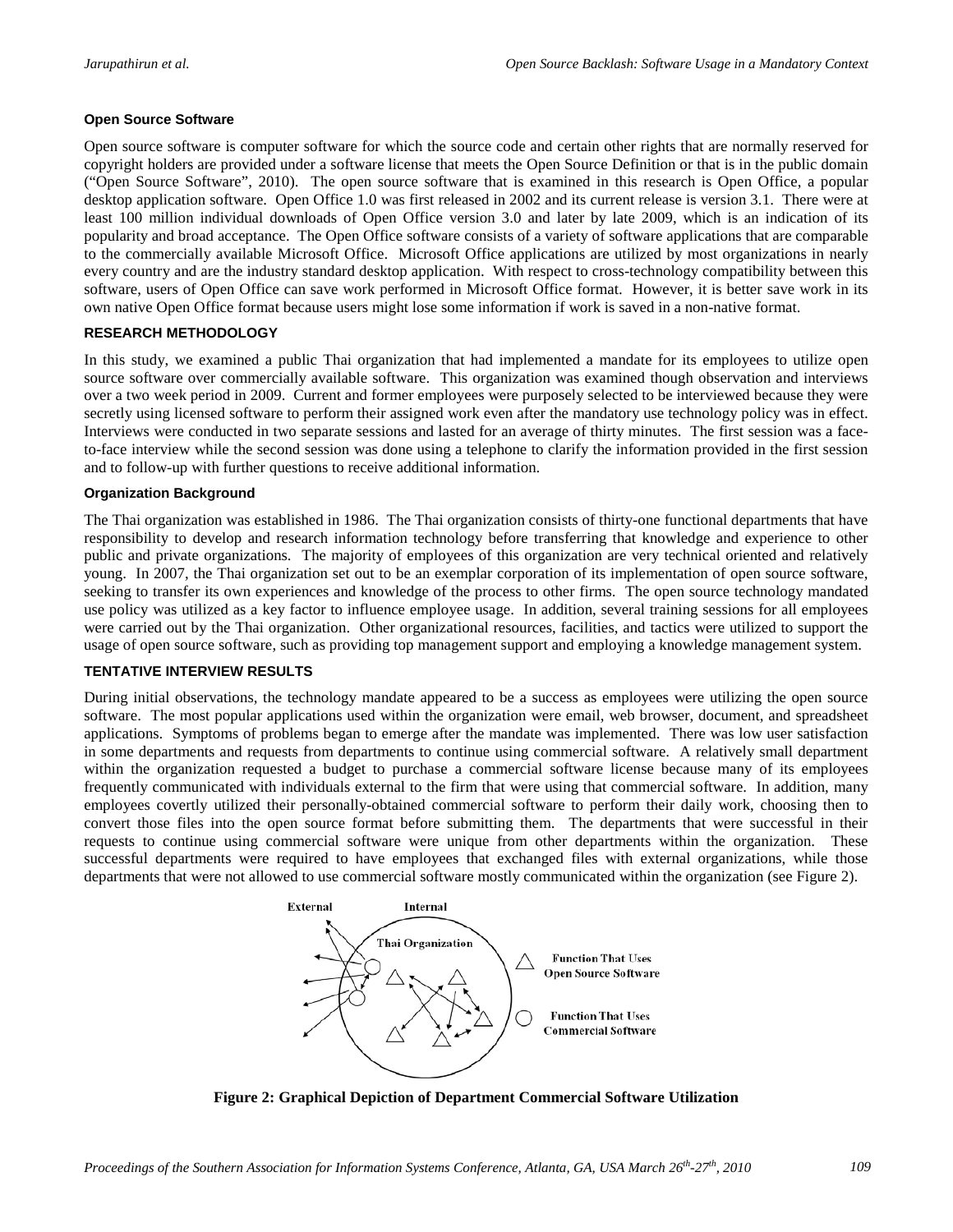### Open Source Software

Open source software is computer software for which the source code and certain other rights that are normally reserved for copyright holders are provided under a software license that meets the Open Source Definition or that is in the public domain ("Open Source Software", 2010). The open source software that is examined in this research is Open Office, a popular desktop application software. Open Office 1.0 was first released in 2002 and its current release is version 3.1. There were at least 100 million individual downloads of Open Office version 3.0 and later by late 2009, which is an indication of its popularity and broad acceptance. The Open Office software consists of a variety of software applications that are comparable to the commercially available Microsoft Office. Microsoft Office applications are utilized by most organizations in nearly every country and are the industry standard desktop application. With respect to cross-technology compatibility between this software, users of Open Office can save work performed in Microsoft Office format. However, it is better save work in its own native Open Office format because users might lose some information if work is saved in a non-native format.

## RESEARCH METHODOLOGY

In this study, we examined a public Thai organization that had implemented a mandate for its employees to utilize open source software over commercially available software. This organization was examined though observation and interviews over a two week period in 2009. Current and former employees were purposely selected to be interviewed because they were secretly using licensed software to perform their assigned work even after the mandatory use technology policy was in effect. Interviews were conducted in two separate sessions and lasted for an average of thirty minutes. The first session was a face-to-face interview while the second session was done using a telephone to clarify the information provided in the first session and to follow-up with further questions to receive additional information.

### Organization Background

The Thai organization was established in 1986. The Thai organization consists of thirty-one functional departments that have responsibility to develop and research information technology before transferring that knowledge and experience to other public and private organizations. The majority of employees of this organization are very technical oriented and relatively young. In 2007, the Thai organization set out to be an exemplar corporation of its implementation of open source software, seeking to transfer its own experiences and knowledge of the process to other firms. The open source technology mandated use policy was utilized as a key factor to influence employee usage. In addition, several training sessions for all employees were carried out by the Thai organization. Other organizational resources, facilities, and tactics were utilized to support the usage of open source software, such as providing top management support and employing a knowledge management system.

## TENTATIVE INTERVIEW RESULTS

During initial observations, the technology mandate appeared to be a success as employees were utilizing the open source software. The most popular applications used within the organization were email, web browser, document, and spreadsheet applications. Symptoms of problems began to emerge after the mandate was implemented. There was low user satisfaction in some departments and requests from departments to continue using commercial software. A relatively small department within the organization requested a budget to purchase a commercial software license because many of its employees frequently communicated with individuals external to the firm that were using that commercial software. In addition, many employees covertly utilized their personally-obtained commercial software to perform their daily work, choosing then to convert those files into the open source format before submitting them. The departments that were successful in their requests to continue using commercial software were unique from other departments within the organization. These successful departments were required to have employees that exchanged files with external organizations, while those departments that were not allowed to use commercial software mostly communicated within the organization (see Figure 2).

External | Internal | Thai Organization | Function That Uses Open Source Software | Function That Uses Commercial Software

**Figure 2: Graphical Depiction of Department Commercial Software Utilization**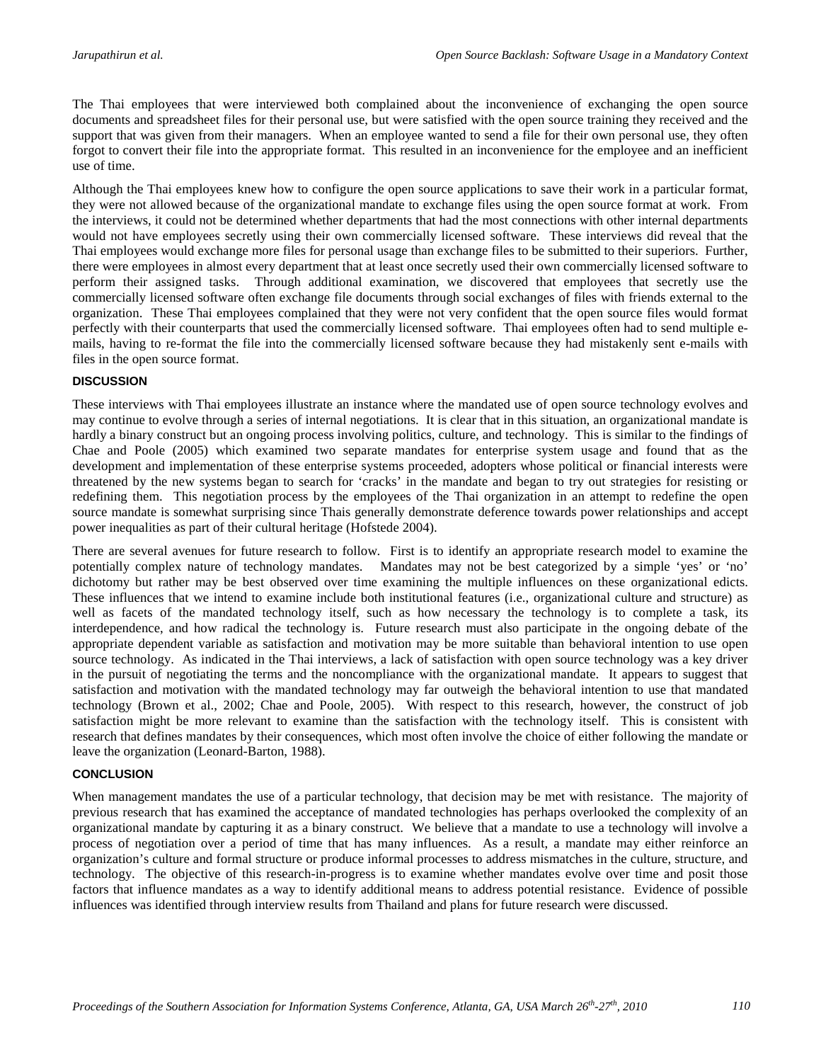The Thai employees that were interviewed both complained about the inconvenience of exchanging the open source documents and spreadsheet files for their personal use, but were satisfied with the open source training they received and the support that was given from their managers. When an employee wanted to send a file for their own personal use, they often forgot to convert their file into the appropriate format. This resulted in an inconvenience for the employee and an inefficient use of time.

Although the Thai employees knew how to configure the open source applications to save their work in a particular format, they were not allowed because of the organizational mandate to exchange files using the open source format at work. From the interviews, it could not be determined whether departments that had the most connections with other internal departments would not have employees secretly using their own commercially licensed software. These interviews did reveal that the Thai employees would exchange more files for personal usage than exchange files to be submitted to their superiors. Further, there were employees in almost every department that at least once secretly used their own commercially licensed software to perform their assigned tasks. Through additional examination, we discovered that employees that secretly use the commercially licensed software often exchange file documents through social exchanges of files with friends external to the organization. These Thai employees complained that they were not very confident that the open source files would format perfectly with their counterparts that used the commercially licensed software. Thai employees often had to send multiple e-mails, having to re-format the file into the commercially licensed software because they had mistakenly sent e-mails with files in the open source format.

### DISCUSSION

These interviews with Thai employees illustrate an instance where the mandated use of open source technology evolves and may continue to evolve through a series of internal negotiations. It is clear that in this situation, an organizational mandate is hardly a binary construct but an ongoing process involving politics, culture, and technology. This is similar to the findings of Chae and Poole (2005) which examined two separate mandates for enterprise system usage and found that as the development and implementation of these enterprise systems proceeded, adopters whose political or financial interests were threatened by the new systems began to search for 'cracks' in the mandate and began to try out strategies for resisting or redefining them. This negotiation process by the employees of the Thai organization in an attempt to redefine the open source mandate is somewhat surprising since Thais generally demonstrate deference towards power relationships and accept power inequalities as part of their cultural heritage (Hofstede 2004).

There are several avenues for future research to follow. First is to identify an appropriate research model to examine the potentially complex nature of technology mandates. Mandates may not be best categorized by a simple 'yes' or 'no' dichotomy but rather may be best observed over time examining the multiple influences on these organizational edicts. These influences that we intend to examine include both institutional features (i.e., organizational culture and structure) as well as facets of the mandated technology itself, such as how necessary the technology is to complete a task, its interdependence, and how radical the technology is. Future research must also participate in the ongoing debate of the appropriate dependent variable as satisfaction and motivation may be more suitable than behavioral intention to use open source technology. As indicated in the Thai interviews, a lack of satisfaction with open source technology was a key driver in the pursuit of negotiating the terms and the noncompliance with the organizational mandate. It appears to suggest that satisfaction and motivation with the mandated technology may far outweigh the behavioral intention to use that mandated technology (Brown et al., 2002; Chae and Poole, 2005). With respect to this research, however, the construct of job satisfaction might be more relevant to examine than the satisfaction with the technology itself. This is consistent with research that defines mandates by their consequences, which most often involve the choice of either following the mandate or leave the organization (Leonard-Barton, 1988).

### CONCLUSION

When management mandates the use of a particular technology, that decision may be met with resistance. The majority of previous research that has examined the acceptance of mandated technologies has perhaps overlooked the complexity of an organizational mandate by capturing it as a binary construct. We believe that a mandate to use a technology will involve a process of negotiation over a period of time that has many influences. As a result, a mandate may either reinforce an organization's culture and formal structure or produce informal processes to address mismatches in the culture, structure, and technology. The objective of this research-in-progress is to examine whether mandates evolve over time and posit those factors that influence mandates as a way to identify additional means to address potential resistance. Evidence of possible influences was identified through interview results from Thailand and plans for future research were discussed.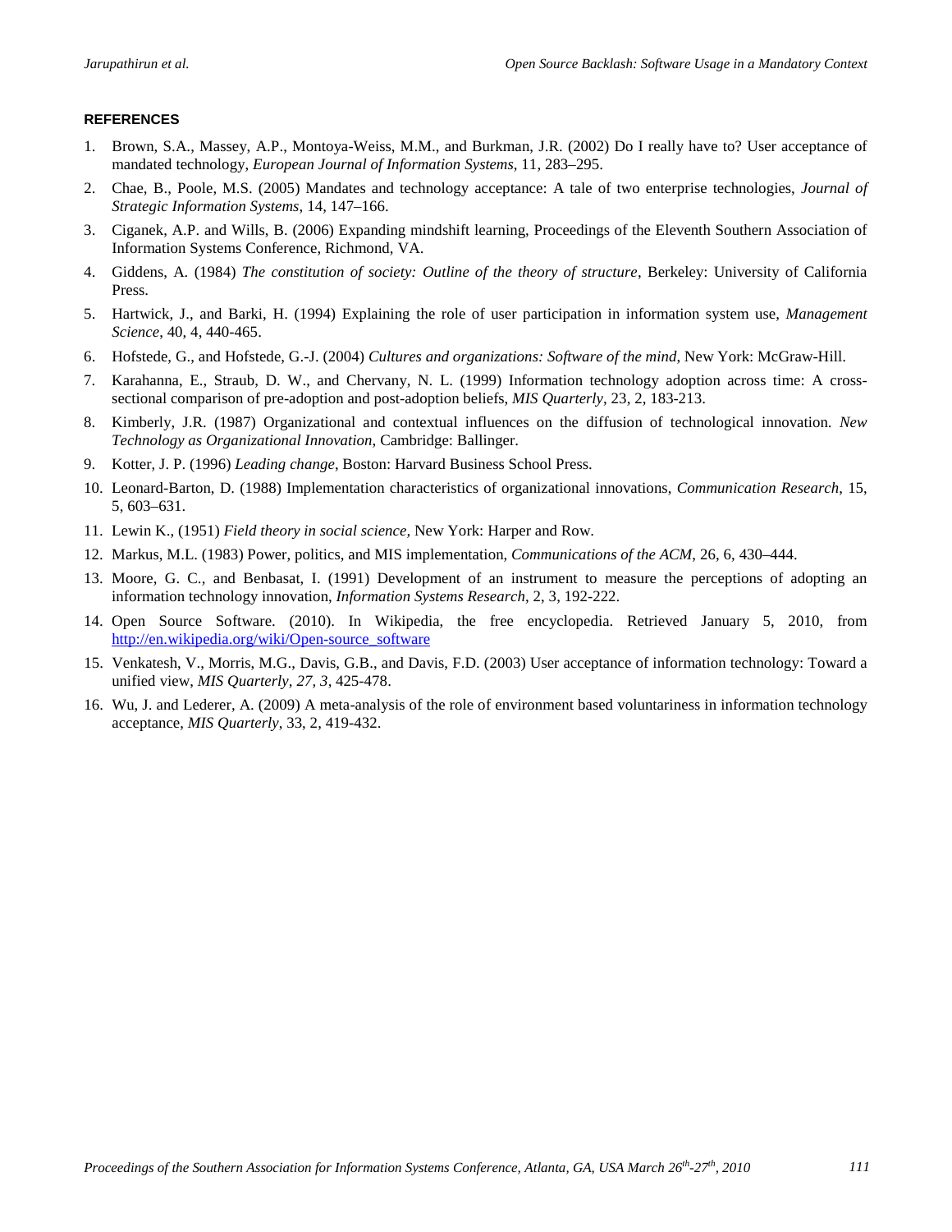## REFERENCES

1. Brown, S.A., Massey, A.P., Montoya-Weiss, M.M., and Burkman, J.R. (2002) Do I really have to? User acceptance of mandated technology, *European Journal of Information Systems*, 11, 283–295.
2. Chae, B., Poole, M.S. (2005) Mandates and technology acceptance: A tale of two enterprise technologies, *Journal of Strategic Information Systems*, 14, 147–166.
3. Ciganek, A.P. and Wills, B. (2006) Expanding mindshift learning, Proceedings of the Eleventh Southern Association of Information Systems Conference, Richmond, VA.
4. Giddens, A. (1984) *The constitution of society: Outline of the theory of structure*, Berkeley: University of California Press.
5. Hartwick, J., and Barki, H. (1994) Explaining the role of user participation in information system use, *Management Science*, 40, 4, 440-465.
6. Hofstede, G., and Hofstede, G.-J. (2004) *Cultures and organizations: Software of the mind*, New York: McGraw-Hill.
7. Karahanna, E., Straub, D. W., and Chervany, N. L. (1999) Information technology adoption across time: A cross-sectional comparison of pre-adoption and post-adoption beliefs, *MIS Quarterly*, 23, 2, 183-213.
8. Kimberly, J.R. (1987) Organizational and contextual influences on the diffusion of technological innovation. *New Technology as Organizational Innovation*, Cambridge: Ballinger.
9. Kotter, J. P. (1996) *Leading change*, Boston: Harvard Business School Press.
10. Leonard-Barton, D. (1988) Implementation characteristics of organizational innovations, *Communication Research*, 15, 5, 603–631.
11. Lewin K., (1951) *Field theory in social science*, New York: Harper and Row.
12. Markus, M.L. (1983) Power, politics, and MIS implementation, *Communications of the ACM*, 26, 6, 430–444.
13. Moore, G. C., and Benbasat, I. (1991) Development of an instrument to measure the perceptions of adopting an information technology innovation, *Information Systems Research*, 2, 3, 192-222.
14. Open Source Software. (2010). In Wikipedia, the free encyclopedia. Retrieved January 5, 2010, from http://en.wikipedia.org/wiki/Open-source_software
15. Venkatesh, V., Morris, M.G., Davis, G.B., and Davis, F.D. (2003) User acceptance of information technology: Toward a unified view, *MIS Quarterly, 27, 3*, 425-478.
16. Wu, J. and Lederer, A. (2009) A meta-analysis of the role of environment based voluntariness in information technology acceptance, *MIS Quarterly*, 33, 2, 419-432.